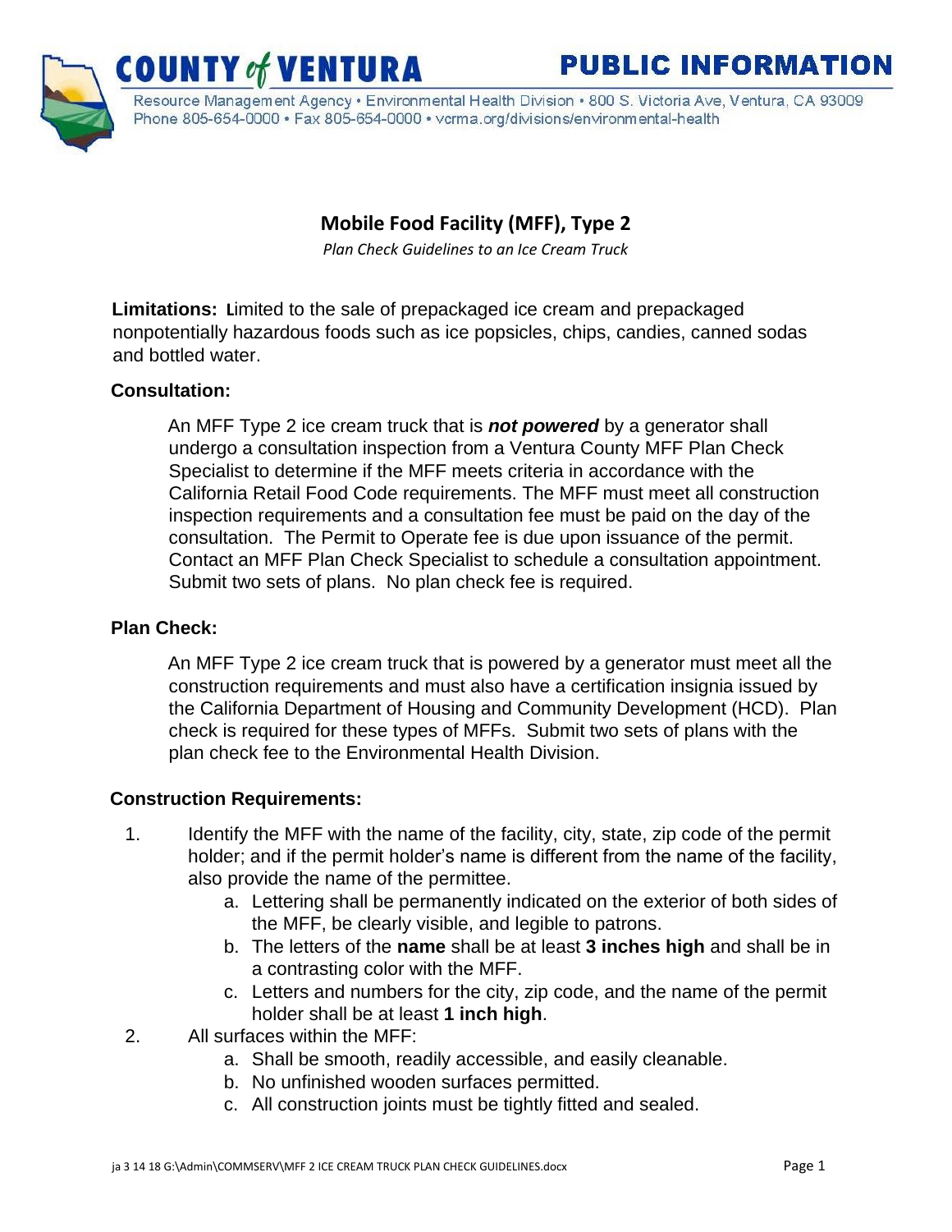**COUNTY of VENTURA** **PUBLIC INFORMATION**

Resource Management Agency • Environmental Health Division • 800 S. Victoria Ave, Ventura, CA 93009
Phone 805-654-0000 • Fax 805-654-0000 • vcrma.org/divisions/environmental-health

# Mobile Food Facility (MFF), Type 2

*Plan Check Guidelines to an Ice Cream Truck*

**Limitations:** Limited to the sale of prepackaged ice cream and prepackaged nonpotentially hazardous foods such as ice popsicles, chips, candies, canned sodas and bottled water.

**Consultation:**

An MFF Type 2 ice cream truck that is ***not powered*** by a generator shall undergo a consultation inspection from a Ventura County MFF Plan Check Specialist to determine if the MFF meets criteria in accordance with the California Retail Food Code requirements. The MFF must meet all construction inspection requirements and a consultation fee must be paid on the day of the consultation. The Permit to Operate fee is due upon issuance of the permit. Contact an MFF Plan Check Specialist to schedule a consultation appointment. Submit two sets of plans. No plan check fee is required.

**Plan Check:**

An MFF Type 2 ice cream truck that is powered by a generator must meet all the construction requirements and must also have a certification insignia issued by the California Department of Housing and Community Development (HCD). Plan check is required for these types of MFFs. Submit two sets of plans with the plan check fee to the Environmental Health Division.

**Construction Requirements:**

1. Identify the MFF with the name of the facility, city, state, zip code of the permit holder; and if the permit holder's name is different from the name of the facility, also provide the name of the permittee.
    a. Lettering shall be permanently indicated on the exterior of both sides of the MFF, be clearly visible, and legible to patrons.
    b. The letters of the **name** shall be at least **3 inches high** and shall be in a contrasting color with the MFF.
    c. Letters and numbers for the city, zip code, and the name of the permit holder shall be at least **1 inch high**.
2. All surfaces within the MFF:
    a. Shall be smooth, readily accessible, and easily cleanable.
    b. No unfinished wooden surfaces permitted.
    c. All construction joints must be tightly fitted and sealed.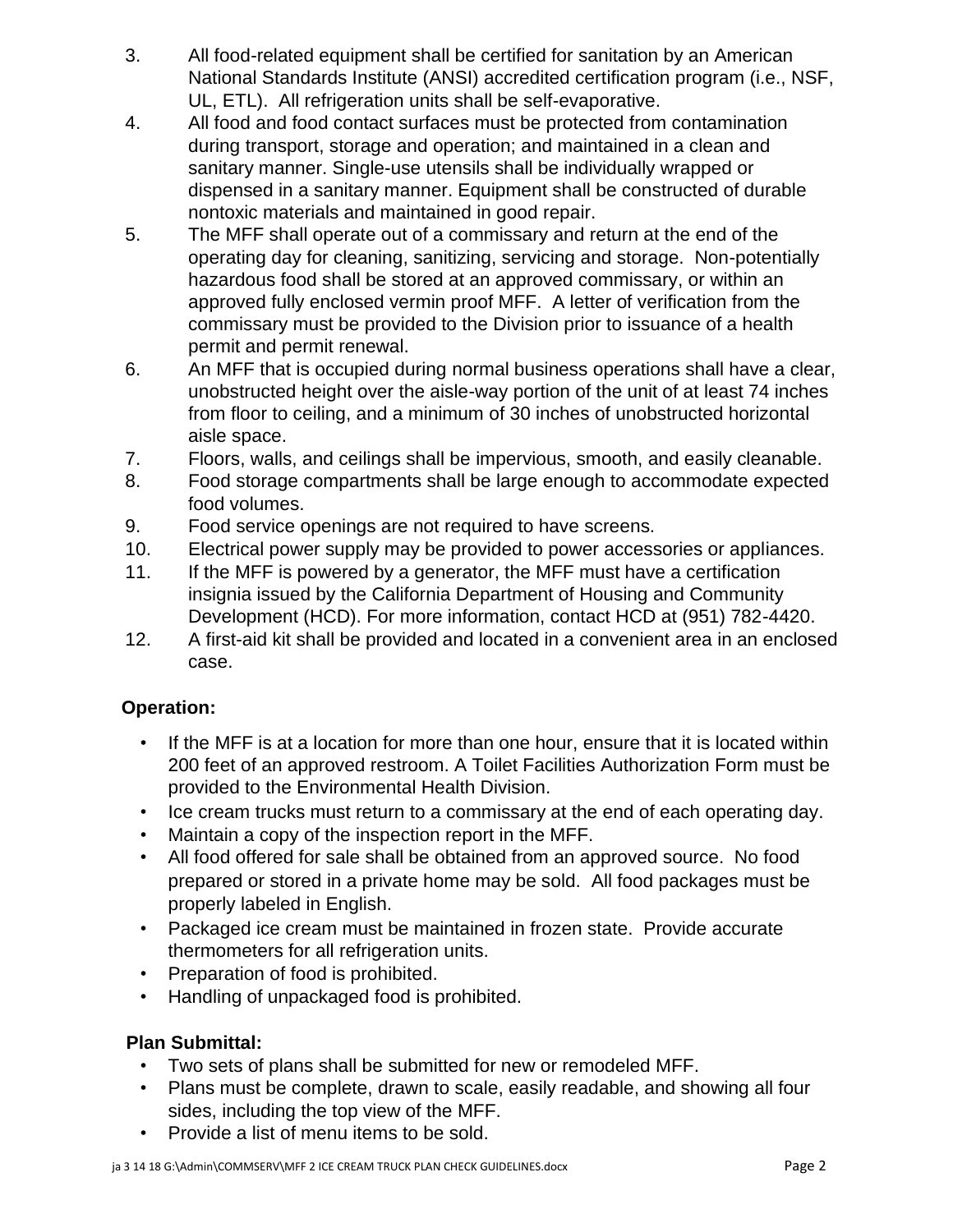3. All food-related equipment shall be certified for sanitation by an American National Standards Institute (ANSI) accredited certification program (i.e., NSF, UL, ETL). All refrigeration units shall be self-evaporative.
4. All food and food contact surfaces must be protected from contamination during transport, storage and operation; and maintained in a clean and sanitary manner. Single-use utensils shall be individually wrapped or dispensed in a sanitary manner. Equipment shall be constructed of durable nontoxic materials and maintained in good repair.
5. The MFF shall operate out of a commissary and return at the end of the operating day for cleaning, sanitizing, servicing and storage. Non-potentially hazardous food shall be stored at an approved commissary, or within an approved fully enclosed vermin proof MFF. A letter of verification from the commissary must be provided to the Division prior to issuance of a health permit and permit renewal.
6. An MFF that is occupied during normal business operations shall have a clear, unobstructed height over the aisle-way portion of the unit of at least 74 inches from floor to ceiling, and a minimum of 30 inches of unobstructed horizontal aisle space.
7. Floors, walls, and ceilings shall be impervious, smooth, and easily cleanable.
8. Food storage compartments shall be large enough to accommodate expected food volumes.
9. Food service openings are not required to have screens.
10. Electrical power supply may be provided to power accessories or appliances.
11. If the MFF is powered by a generator, the MFF must have a certification insignia issued by the California Department of Housing and Community Development (HCD). For more information, contact HCD at (951) 782-4420.
12. A first-aid kit shall be provided and located in a convenient area in an enclosed case.

**Operation:**

- If the MFF is at a location for more than one hour, ensure that it is located within 200 feet of an approved restroom. A Toilet Facilities Authorization Form must be provided to the Environmental Health Division.
- Ice cream trucks must return to a commissary at the end of each operating day.
- Maintain a copy of the inspection report in the MFF.
- All food offered for sale shall be obtained from an approved source. No food prepared or stored in a private home may be sold. All food packages must be properly labeled in English.
- Packaged ice cream must be maintained in frozen state. Provide accurate thermometers for all refrigeration units.
- Preparation of food is prohibited.
- Handling of unpackaged food is prohibited.

**Plan Submittal:**

- Two sets of plans shall be submitted for new or remodeled MFF.
- Plans must be complete, drawn to scale, easily readable, and showing all four sides, including the top view of the MFF.
- Provide a list of menu items to be sold.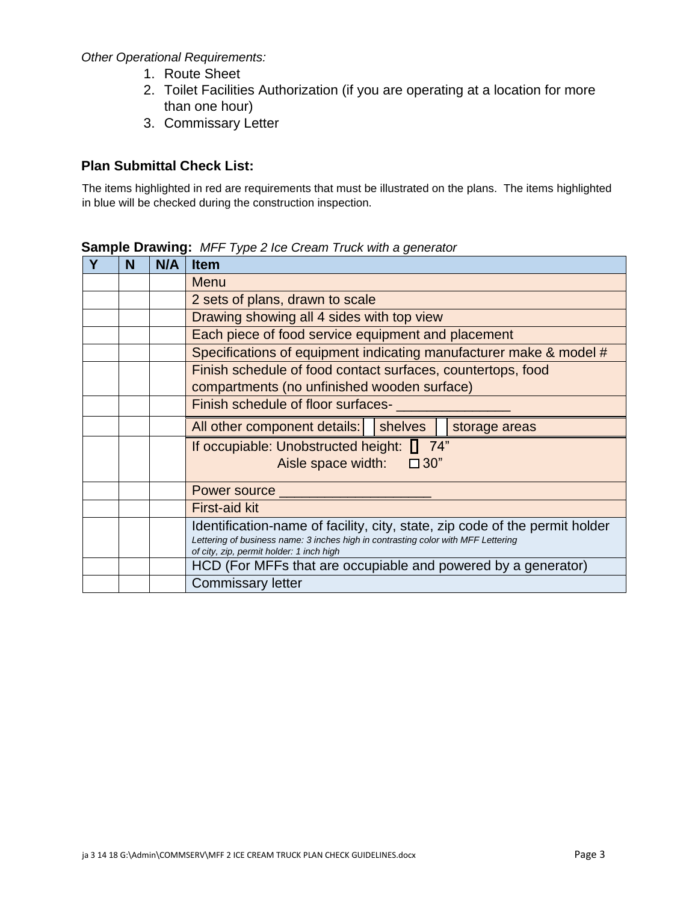*Other Operational Requirements:*

1. Route Sheet
2. Toilet Facilities Authorization (if you are operating at a location for more than one hour)
3. Commissary Letter

### Plan Submittal Check List:

The items highlighted in red are requirements that must be illustrated on the plans. The items highlighted in blue will be checked during the construction inspection.

**Sample Drawing:** *MFF Type 2 Ice Cream Truck with a generator*

| Y | N | N/A | Item |
|---|---|---|---|
| | | | Menu |
| | | | 2 sets of plans, drawn to scale |
| | | | Drawing showing all 4 sides with top view |
| | | | Each piece of food service equipment and placement |
| | | | Specifications of equipment indicating manufacturer make & model # |
| | | | Finish schedule of food contact surfaces, countertops, food compartments (no unfinished wooden surface) |
| | | | Finish schedule of floor surfaces- _______________ |
| | | | All other component details: ☐ shelves ☐ storage areas |
| | | | If occupiable: Unobstructed height: ☐ 74"<br>Aisle space width: ☐ 30" |
| | | | Power source ____________________ |
| | | | First-aid kit |
| | | | Identification-name of facility, city, state, zip code of the permit holder<br>*Lettering of business name: 3 inches high in contrasting color with MFF Lettering of city, zip, permit holder: 1 inch high* |
| | | | HCD (For MFFs that are occupiable and powered by a generator) |
| | | | Commissary letter |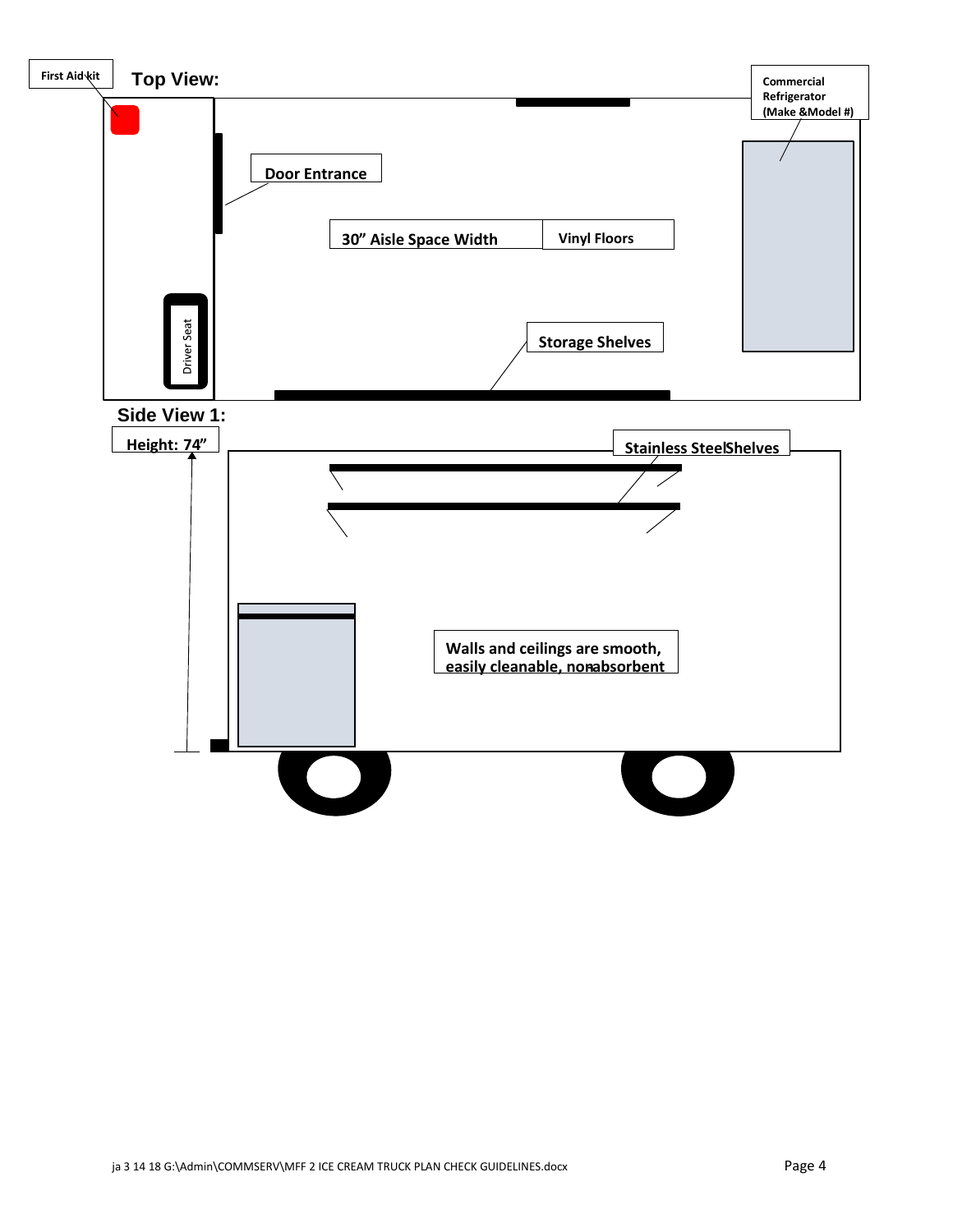**Top View:**

First Aid kit

Commercial Refrigerator (Make &Model #)

Door Entrance

30" Aisle Space Width

Vinyl Floors

Driver Seat

Storage Shelves

**Side View 1:**

Height: 74"

Stainless SteelShelves

Walls and ceilings are smooth, easily cleanable, nonabsorbent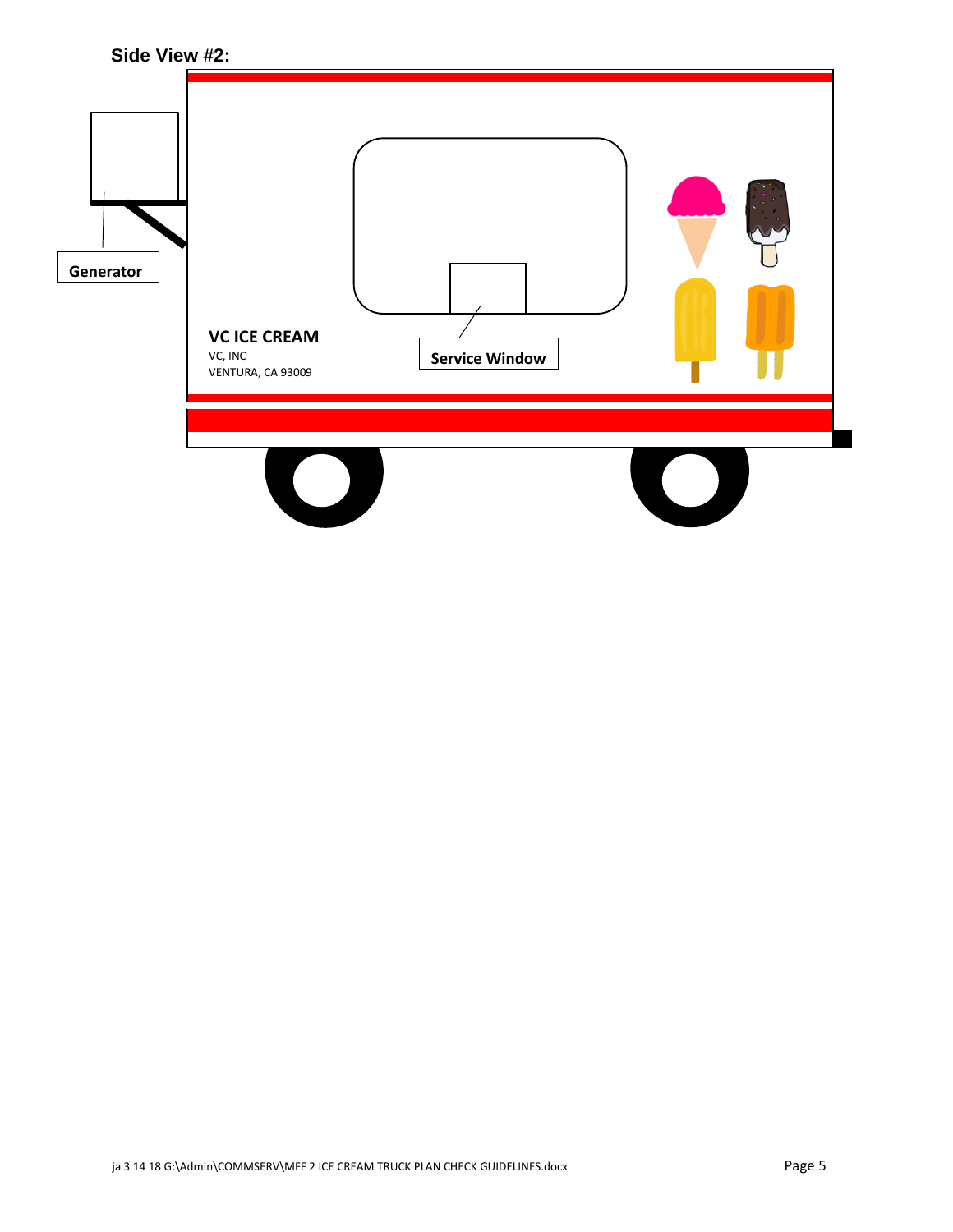**Side View #2:**

Generator

VC ICE CREAM

VC, INC

VENTURA, CA 93009

Service Window